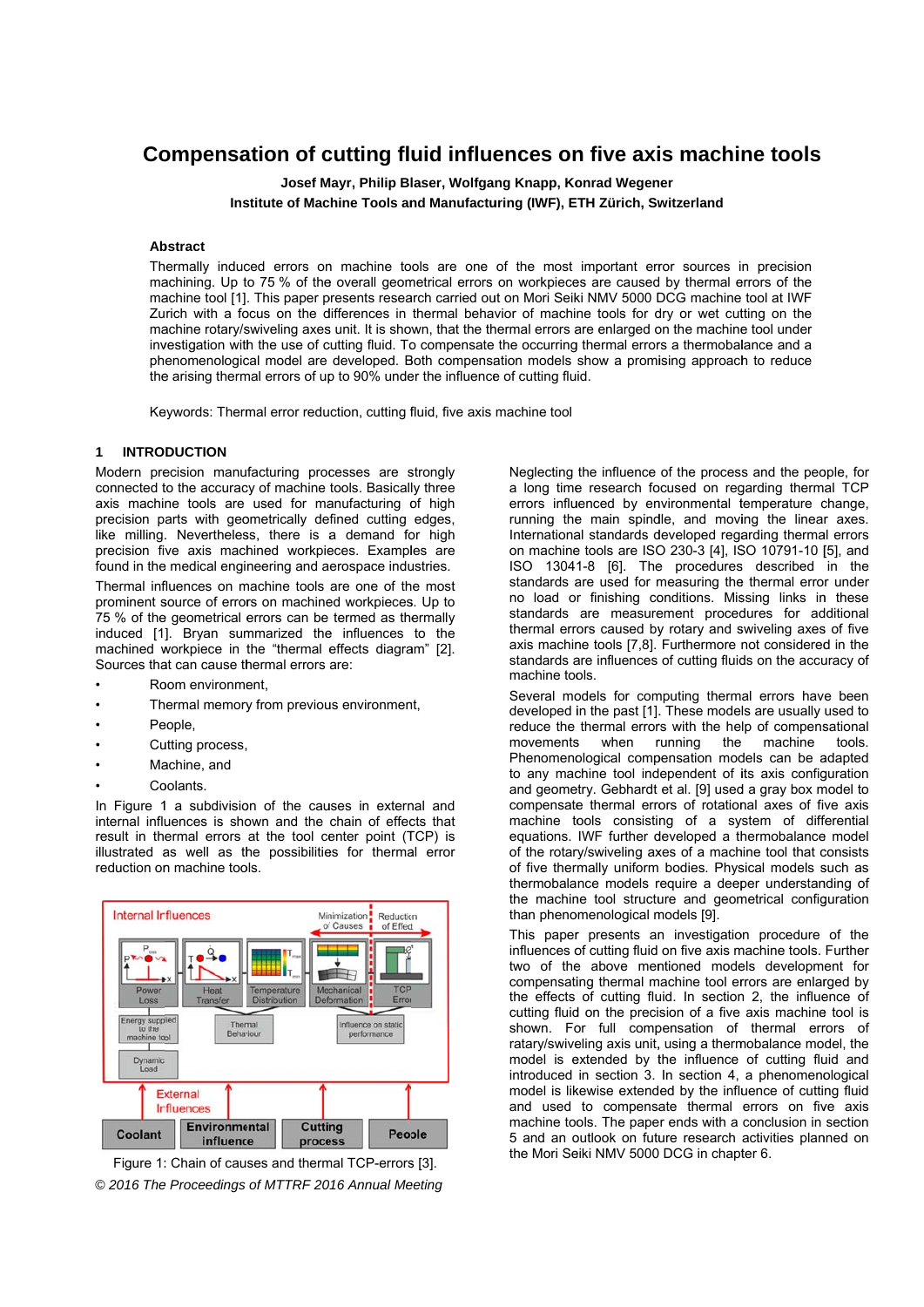# Compensation of cutting fluid influences on five axis machine tools

**Josef Mayr, Philip Blaser, Wolfgang Knapp, Konrad Wegener**

**Institute of Machine Tools and Manufacturing (IWF), ETH Zürich, Switzerland**

### Abstract

Thermally induced errors on machine tools are one of the most important error sources in precision machining. Up to 75 % of the overall geometrical errors on workpieces are caused by thermal errors of the machine tool [1]. This paper presents research carried out on Mori Seiki NMV 5000 DCG machine tool at IWF Zurich with a focus on the differences in thermal behavior of machine tools for dry or wet cutting on the machine rotary/swiveling axes unit. It is shown, that the thermal errors are enlarged on the machine tool under investigation with the use of cutting fluid. To compensate the occurring thermal errors a thermobalance and a phenomenological model are developed. Both compensation models show a promising approach to reduce the arising thermal errors of up to 90% under the influence of cutting fluid.

Keywords: Thermal error reduction, cutting fluid, five axis machine tool

## 1 INTRODUCTION

Modern precision manufacturing processes are strongly connected to the accuracy of machine tools. Basically three axis machine tools are used for manufacturing of high precision parts with geometrically defined cutting edges, like milling. Nevertheless, there is a demand for high precision five axis machined workpieces. Examples are found in the medical engineering and aerospace industries.

Thermal influences on machine tools are one of the most prominent source of errors on machined workpieces. Up to 75 % of the geometrical errors can be termed as thermally induced [1]. Bryan summarized the influences to the machined workpiece in the "thermal effects diagram" [2]. Sources that can cause thermal errors are:

- Room environment,
- Thermal memory from previous environment,
- People,
- Cutting process,
- Machine, and
- Coolants.

In Figure 1 a subdivision of the causes in external and internal influences is shown and the chain of effects that result in thermal errors at the tool center point (TCP) is illustrated as well as the possibilities for thermal error reduction on machine tools.

Figure 1: Chain of causes and thermal TCP-errors [3].

Neglecting the influence of the process and the people, for a long time research focused on regarding thermal TCP errors influenced by environmental temperature change, running the main spindle, and moving the linear axes. International standards developed regarding thermal errors on machine tools are ISO 230-3 [4], ISO 10791-10 [5], and ISO 13041-8 [6]. The procedures described in the standards are used for measuring the thermal error under no load or finishing conditions. Missing links in these standards are measurement procedures for additional thermal errors caused by rotary and swiveling axes of five axis machine tools [7,8]. Furthermore not considered in the standards are influences of cutting fluids on the accuracy of machine tools.

Several models for computing thermal errors have been developed in the past [1]. These models are usually used to reduce the thermal errors with the help of compensational movements when running the machine tools. Phenomenological compensation models can be adapted to any machine tool independent of its axis configuration and geometry. Gebhardt et al. [9] used a gray box model to compensate thermal errors of rotational axes of five axis machine tools consisting of a system of differential equations. IWF further developed a thermobalance model of the rotary/swiveling axes of a machine tool that consists of five thermally uniform bodies. Physical models such as thermobalance models require a deeper understanding of the machine tool structure and geometrical configuration than phenomenological models [9].

This paper presents an investigation procedure of the influences of cutting fluid on five axis machine tools. Further two of the above mentioned models development for compensating thermal machine tool errors are enlarged by the effects of cutting fluid. In section 2, the influence of cutting fluid on the precision of a five axis machine tool is shown. For full compensation of thermal errors of ratary/swiveling axis unit, using a thermobalance model, the model is extended by the influence of cutting fluid and introduced in section 3. In section 4, a phenomenological model is likewise extended by the influence of cutting fluid and used to compensate thermal errors on five axis machine tools. The paper ends with a conclusion in section 5 and an outlook on future research activities planned on the Mori Seiki NMV 5000 DCG in chapter 6.

*© 2016 The Proceedings of MTTRF 2016 Annual Meeting*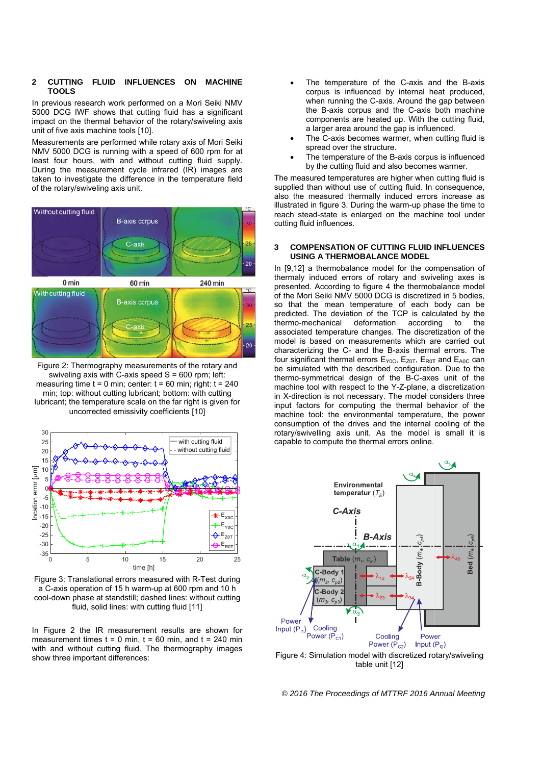## 2 CUTTING FLUID INFLUENCES ON MACHINE TOOLS

In previous research work performed on a Mori Seiki NMV 5000 DCG IWF shows that cutting fluid has a significant impact on the thermal behavior of the rotary/swiveling axis unit of five axis machine tools [10].

Measurements are performed while rotary axis of Mori Seiki NMV 5000 DCG is running with a speed of 600 rpm for at least four hours, with and without cutting fluid supply. During the measurement cycle infrared (IR) images are taken to investigate the difference in the temperature field of the rotary/swiveling axis unit.

Figure 2: Thermography measurements of the rotary and swiveling axis with C-axis speed S = 600 rpm; left: measuring time t = 0 min; center: t = 60 min; right: t = 240 min; top: without cutting lubricant; bottom: with cutting lubricant; the temperature scale on the far right is given for uncorrected emissivity coefficients [10]

Figure 3: Translational errors measured with R-Test during a C-axis operation of 15 h warm-up at 600 rpm and 10 h cool-down phase at standstill; dashed lines: without cutting fluid, solid lines: with cutting fluid [11]

In Figure 2 the IR measurement results are shown for measurement times t = 0 min, t = 60 min, and t = 240 min with and without cutting fluid. The thermography images show three important differences:

- The temperature of the C-axis and the B-axis corpus is influenced by internal heat produced, when running the C-axis. Around the gap between the B-axis corpus and the C-axis both machine components are heated up. With the cutting fluid, a larger area around the gap is influenced.
- The C-axis becomes warmer, when cutting fluid is spread over the structure.
- The temperature of the B-axis corpus is influenced by the cutting fluid and also becomes warmer.

The measured temperatures are higher when cutting fluid is supplied than without use of cutting fluid. In consequence, also the measured thermally induced errors increase as illustrated in figure 3. During the warm-up phase the time to reach stead-state is enlarged on the machine tool under cutting fluid influences.

## 3 COMPENSATION OF CUTTING FLUID INFLUENCES USING A THERMOBALANCE MODEL

In [9,12] a thermobalance model for the compensation of thermaly induced errors of rotary and swiveling axes is presented. According to figure 4 the thermobalance model of the Mori Seiki NMV 5000 DCG is discretized in 5 bodies, so that the mean temperature of each body can be predicted. The deviation of the TCP is calculated by the thermo-mechanical deformation according to the associated temperature changes. The discretization of the model is based on measurements which are carried out characterizing the C- and the B-axis thermal errors. The four significant thermal errors $E_{Y0C}$, $E_{Z0T}$, $E_{R0T}$ and $E_{A0C}$ can be simulated with the described configuration. Due to the thermo-symmetrical design of the B-C-axes unit of the machine tool with respect to the Y-Z-plane, a discretization in X-direction is not necessary. The model considers three input factors for computing the thermal behavior of the machine tool: the environmental temperature, the power consumption of the drives and the internal cooling of the rotary/swivelling axis unit. As the model is small it is capable to compute the thermal errors online.

Figure 4: Simulation model with discretized rotary/swiveling table unit [12]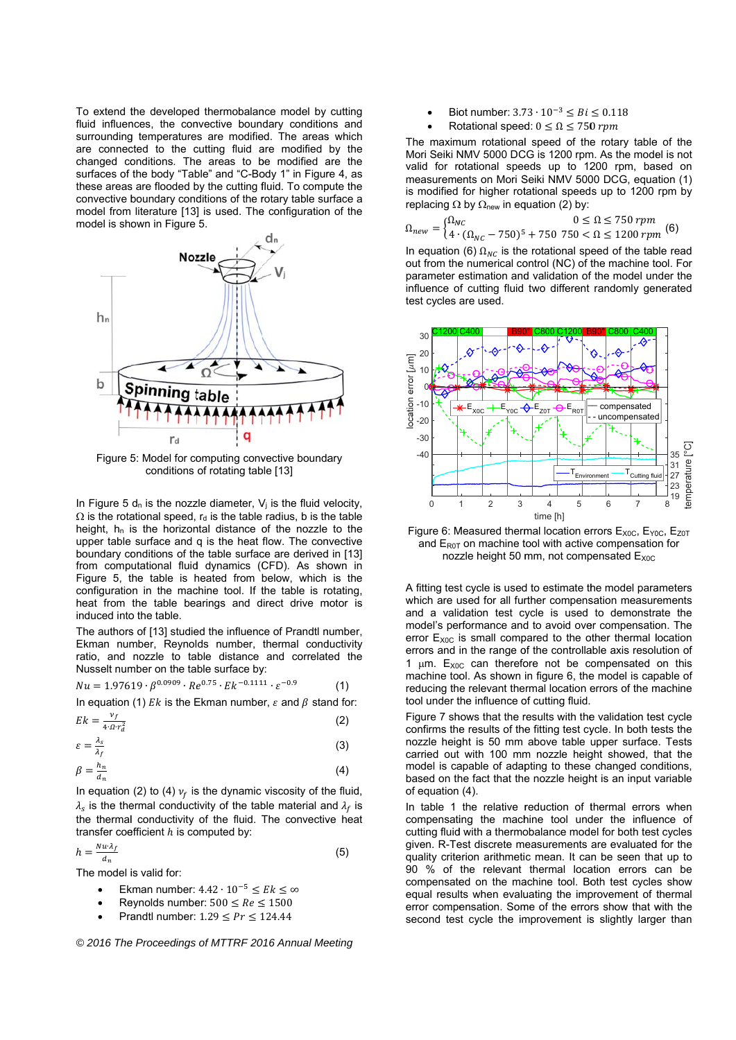To extend the developed thermobalance model by cutting fluid influences, the convective boundary conditions and surrounding temperatures are modified. The areas which are connected to the cutting fluid are modified by the changed conditions. The areas to be modified are the surfaces of the body "Table" and "C-Body 1" in Figure 4, as these areas are flooded by the cutting fluid. To compute the convective boundary conditions of the rotary table surface a model from literature [13] is used. The configuration of the model is shown in Figure 5.

Figure 5: Model for computing convective boundary conditions of rotating table [13]

In Figure 5 $d_n$ is the nozzle diameter, $V_j$ is the fluid velocity, $\Omega$ is the rotational speed, $r_d$ is the table radius, b is the table height, $h_n$ is the horizontal distance of the nozzle to the upper table surface and q is the heat flow. The convective boundary conditions of the table surface are derived in [13] from computational fluid dynamics (CFD). As shown in Figure 5, the table is heated from below, which is the configuration in the machine tool. If the table is rotating, heat from the table bearings and direct drive motor is induced into the table.

The authors of [13] studied the influence of Prandtl number, Ekman number, Reynolds number, thermal conductivity ratio, and nozzle to table distance and correlated the Nusselt number on the table surface by:

$$Nu = 1.97619 \cdot \beta^{0.0909} \cdot Re^{0.75} \cdot Ek^{-0.1111} \cdot \varepsilon^{-0.9} \quad (1)$$

In equation (1) $Ek$ is the Ekman number, $\varepsilon$ and $\beta$ stand for:

$$Ek = \frac{v_f}{4 \cdot \Omega \cdot r_d^2} \quad (2)$$

$$\varepsilon = \frac{\lambda_s}{\lambda_f} \quad (3)$$

$$\beta = \frac{h_n}{d_n} \quad (4)$$

In equation (2) to (4) $v_f$ is the dynamic viscosity of the fluid, $\lambda_s$ is the thermal conductivity of the table material and $\lambda_f$ is the thermal conductivity of the fluid. The convective heat transfer coefficient $h$ is computed by:

$$h = \frac{Nu \cdot \lambda_f}{d_n} \quad (5)$$

The model is valid for:

- Ekman number: $4.42 \cdot 10^{-5} \leq Ek \leq \infty$
- Reynolds number: $500 \leq Re \leq 1500$
- Prandtl number: $1.29 \leq Pr \leq 124.44$
- Biot number: $3.73 \cdot 10^{-3} \leq Bi \leq 0.118$
- Rotational speed: $0 \leq \Omega \leq 750\, rpm$

The maximum rotational speed of the rotary table of the Mori Seiki NMV 5000 DCG is 1200 rpm. As the model is not valid for rotational speeds up to 1200 rpm, based on measurements on Mori Seiki NMV 5000 DCG, equation (1) is modified for higher rotational speeds up to 1200 rpm by replacing $\Omega$ by $\Omega_{new}$ in equation (2) by:

$$\Omega_{new} = \begin{cases} \Omega_{NC} & 0 \leq \Omega \leq 750\, rpm \\ 4 \cdot (\Omega_{NC} - 750)^5 + 750 & 750 < \Omega \leq 1200\, rpm \end{cases} \quad (6)$$

In equation (6) $\Omega_{NC}$ is the rotational speed of the table read out from the numerical control (NC) of the machine tool. For parameter estimation and validation of the model under the influence of cutting fluid two different randomly generated test cycles are used.

Figure 6: Measured thermal location errors $E_{X0C}$, $E_{Y0C}$, $E_{Z0T}$ and $E_{R0T}$ on machine tool with active compensation for nozzle height 50 mm, not compensated $E_{X0C}$

A fitting test cycle is used to estimate the model parameters which are used for all further compensation measurements and a validation test cycle is used to demonstrate the model's performance and to avoid over compensation. The error $E_{X0C}$ is small compared to the other thermal location errors and in the range of the controllable axis resolution of 1 µm. $E_{X0C}$ can therefore not be compensated on this machine tool. As shown in figure 6, the model is capable of reducing the relevant thermal location errors of the machine tool under the influence of cutting fluid.

Figure 7 shows that the results with the validation test cycle confirms the results of the fitting test cycle. In both tests the nozzle height is 50 mm above table upper surface. Tests carried out with 100 mm nozzle height showed, that the model is capable of adapting to these changed conditions, based on the fact that the nozzle height is an input variable of equation (4).

In table 1 the relative reduction of thermal errors when compensating the machine tool under the influence of cutting fluid with a thermobalance model for both test cycles given. R-Test discrete measurements are evaluated for the quality criterion arithmetical mean. It can be seen that up to 90 % of the relevant thermal location errors can be compensated on the machine tool. Both test cycles show equal results when evaluating the improvement of thermal error compensation. Some of the errors show that with the second test cycle the improvement is slightly larger than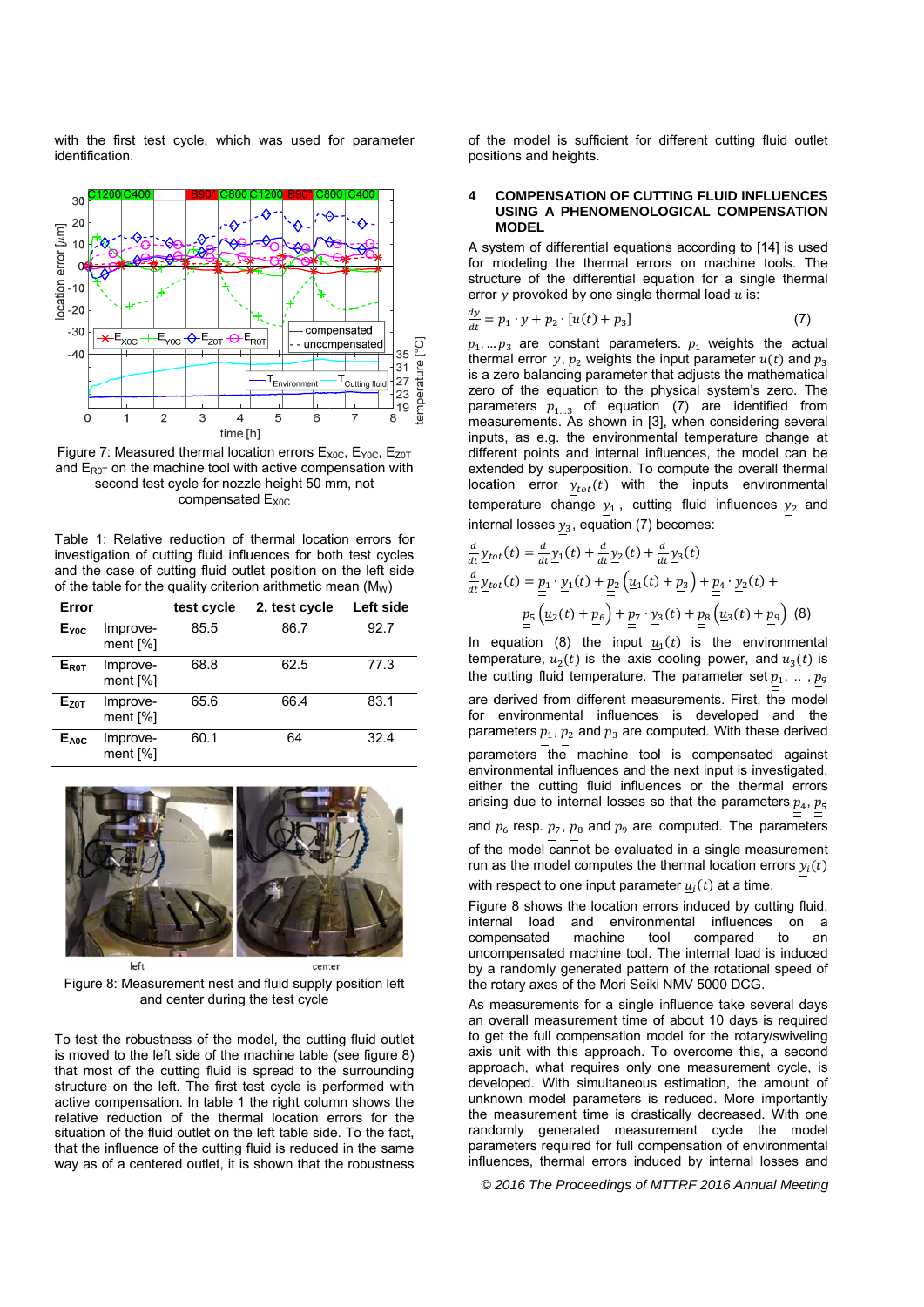with the first test cycle, which was used for parameter identification.

Figure 7: Measured thermal location errors $E_{X0C}$, $E_{Y0C}$, $E_{Z0T}$ and $E_{R0T}$ on the machine tool with active compensation with second test cycle for nozzle height 50 mm, not compensated $E_{X0C}$

Table 1: Relative reduction of thermal location errors for investigation of cutting fluid influences for both test cycles and the case of cutting fluid outlet position on the left side of the table for the quality criterion arithmetic mean ($M_W$)

| Error | | test cycle | 2. test cycle | Left side |
|---|---|---|---|---|
| $E_{Y0C}$ | Improvement [%] | 85.5 | 86.7 | 92.7 |
| $E_{R0T}$ | Improvement [%] | 68.8 | 62.5 | 77.3 |
| $E_{Z0T}$ | Improvement [%] | 65.6 | 66.4 | 83.1 |
| $E_{A0C}$ | Improvement [%] | 60.1 | 64 | 32.4 |

Figure 8: Measurement nest and fluid supply position left and center during the test cycle

To test the robustness of the model, the cutting fluid outlet is moved to the left side of the machine table (see figure 8) that most of the cutting fluid is spread to the surrounding structure on the left. The first test cycle is performed with active compensation. In table 1 the right column shows the relative reduction of the thermal location errors for the situation of the fluid outlet on the left table side. To the fact, that the influence of the cutting fluid is reduced in the same way as of a centered outlet, it is shown that the robustness of the model is sufficient for different cutting fluid outlet positions and heights.

## 4 COMPENSATION OF CUTTING FLUID INFLUENCES USING A PHENOMENOLOGICAL COMPENSATION MODEL

A system of differential equations according to [14] is used for modeling the thermal errors on machine tools. The structure of the differential equation for a single thermal error $y$ provoked by one single thermal load $u$ is:

$$\frac{dy}{dt} = p_1 \cdot y + p_2 \cdot [u(t) + p_3] \quad (7)$$

$p_1, \ldots p_3$ are constant parameters. $p_1$ weights the actual thermal error $y$, $p_2$ weights the input parameter $u(t)$ and $p_3$ is a zero balancing parameter that adjusts the mathematical zero of the equation to the physical system's zero. The parameters $p_{1\ldots3}$ of equation (7) are identified from measurements. As shown in [3], when considering several inputs, as e.g. the environmental temperature change at different points and internal influences, the model can be extended by superposition. To compute the overall thermal location error $y_{tot}(t)$ with the inputs environmental temperature change $\underline{y}_1$, cutting fluid influences $\underline{y}_2$ and internal losses $\underline{y}_3$, equation (7) becomes:

$$\frac{d}{dt}y_{tot}(t) = \frac{d}{dt}\underline{y}_1(t) + \frac{d}{dt}\underline{y}_2(t) + \frac{d}{dt}\underline{y}_3(t)$$

$$\frac{d}{dt}y_{tot}(t) = \underline{p}_1 \cdot \underline{y}_1(t) + \underline{p}_2\left(\underline{u}_1(t) + \underline{p}_3\right) + \underline{p}_4 \cdot \underline{y}_2(t) + \underline{p}_5\left(\underline{u}_2(t) + \underline{p}_6\right) + \underline{p}_7 \cdot \underline{y}_3(t) + \underline{p}_8\left(\underline{u}_3(t) + \underline{p}_9\right) \quad (8)$$

In equation (8) the input $\underline{u}_1(t)$ is the environmental temperature, $\underline{u}_2(t)$ is the axis cooling power, and $\underline{u}_3(t)$ is the cutting fluid temperature. The parameter set $\underline{p}_1, \ldots, \underline{p}_9$ are derived from different measurements. First, the model for environmental influences is developed and the parameters $\underline{p}_1$, $\underline{p}_2$ and $\underline{p}_3$ are computed. With these derived parameters the machine tool is compensated against environmental influences and the next input is investigated, either the cutting fluid influences or the thermal errors arising due to internal losses so that the parameters $\underline{p}_4$, $\underline{p}_5$ and $\underline{p}_6$ resp. $\underline{p}_7$, $\underline{p}_8$ and $\underline{p}_9$ are computed. The parameters of the model cannot be evaluated in a single measurement run as the model computes the thermal location errors $\underline{y}_i(t)$ with respect to one input parameter $\underline{u}_j(t)$ at a time.

Figure 8 shows the location errors induced by cutting fluid, internal load and environmental influences on a compensated machine tool compared to an uncompensated machine tool. The internal load is induced by a randomly generated pattern of the rotational speed of the rotary axes of the Mori Seiki NMV 5000 DCG.

As measurements for a single influence take several days an overall measurement time of about 10 days is required to get the full compensation model for the rotary/swiveling axis unit with this approach. To overcome this, a second approach, what requires only one measurement cycle, is developed. With simultaneous estimation, the amount of unknown model parameters is reduced. More importantly the measurement time is drastically decreased. With one randomly generated measurement cycle the model parameters required for full compensation of environmental influences, thermal errors induced by internal losses and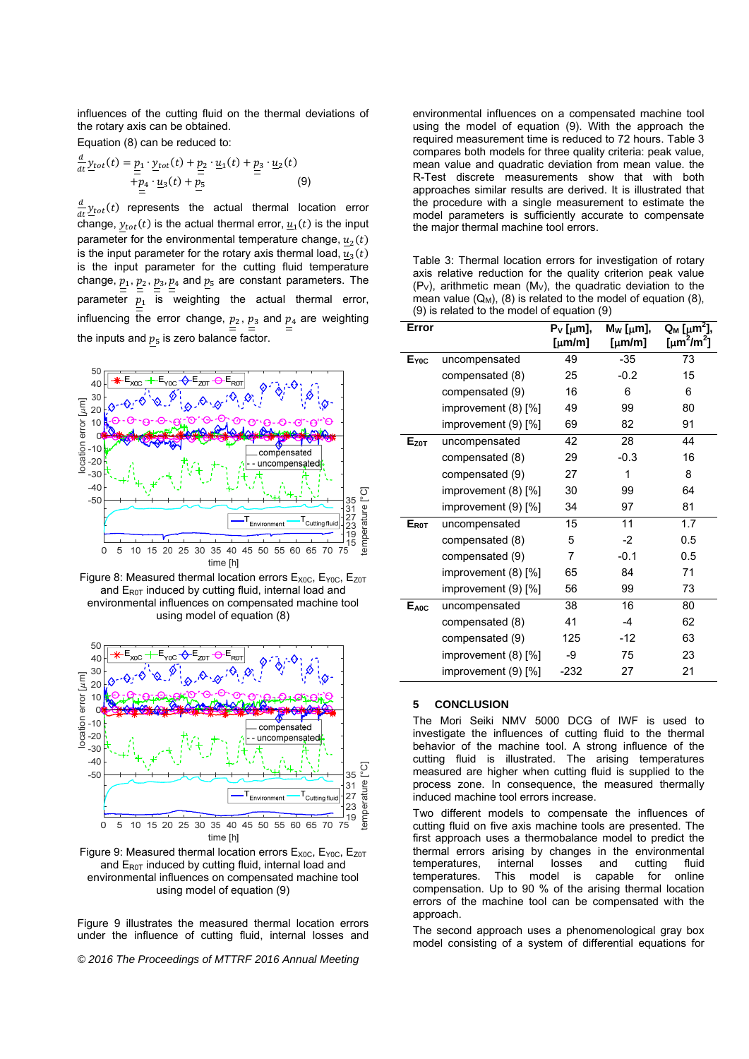influences of the cutting fluid on the thermal deviations of the rotary axis can be obtained.

Equation (8) can be reduced to:

$$\frac{d}{dt}\underline{y}_{tot}(t) = \underline{p}_1 \cdot \underline{y}_{tot}(t) + \underline{p}_2 \cdot \underline{u}_1(t) + \underline{p}_3 \cdot \underline{u}_2(t) + \underline{p}_4 \cdot \underline{u}_3(t) + \underline{p}_5 \qquad (9)$$

$\frac{d}{dt}\underline{y}_{tot}(t)$ represents the actual thermal location error change, $\underline{y}_{tot}(t)$ is the actual thermal error, $\underline{u}_1(t)$ is the input parameter for the environmental temperature change, $\underline{u}_2(t)$ is the input parameter for the rotary axis thermal load, $\underline{u}_3(t)$ is the input parameter for the cutting fluid temperature change, $\underline{p}_1, \underline{p}_2, \underline{p}_3, \underline{p}_4$ and $\underline{p}_5$ are constant parameters. The parameter $\underline{p}_1$ is weighting the actual thermal error, influencing the error change, $\underline{p}_2$, $\underline{p}_3$ and $\underline{p}_4$ are weighting the inputs and $\underline{p}_5$ is zero balance factor.

Figure 8: Measured thermal location errors $E_{X0C}$, $E_{Y0C}$, $E_{Z0T}$ and $E_{R0T}$ induced by cutting fluid, internal load and environmental influences on compensated machine tool using model of equation (8)

Figure 9: Measured thermal location errors $E_{X0C}$, $E_{Y0C}$, $E_{Z0T}$ and $E_{R0T}$ induced by cutting fluid, internal load and environmental influences on compensated machine tool using model of equation (9)

Figure 9 illustrates the measured thermal location errors under the influence of cutting fluid, internal losses and environmental influences on a compensated machine tool using the model of equation (9). With the approach the required measurement time is reduced to 72 hours. Table 3 compares both models for three quality criteria: peak value, mean value and quadratic deviation from mean value. the R-Test discrete measurements show that with both approaches similar results are derived. It is illustrated that the procedure with a single measurement to estimate the model parameters is sufficiently accurate to compensate the major thermal machine tool errors.

Table 3: Thermal location errors for investigation of rotary axis relative reduction for the quality criterion peak value ($P_V$), arithmetic mean ($M_V$), the quadratic deviation to the mean value ($Q_M$), (8) is related to the model of equation (8), (9) is related to the model of equation (9)

| Error | | $P_V$ [µm], [µm/m] | $M_W$ [µm], [µm/m] | $Q_M$ [µm²], [µm²/m²] |
|---|---|---|---|---|
| $E_{Y0C}$ | uncompensated | 49 | -35 | 73 |
| | compensated (8) | 25 | -0.2 | 15 |
| | compensated (9) | 16 | 6 | 6 |
| | improvement (8) [%] | 49 | 99 | 80 |
| | improvement (9) [%] | 69 | 82 | 91 |
| $E_{Z0T}$ | uncompensated | 42 | 28 | 44 |
| | compensated (8) | 29 | -0.3 | 16 |
| | compensated (9) | 27 | 1 | 8 |
| | improvement (8) [%] | 30 | 99 | 64 |
| | improvement (9) [%] | 34 | 97 | 81 |
| $E_{R0T}$ | uncompensated | 15 | 11 | 1.7 |
| | compensated (8) | 5 | -2 | 0.5 |
| | compensated (9) | 7 | -0.1 | 0.5 |
| | improvement (8) [%] | 65 | 84 | 71 |
| | improvement (9) [%] | 56 | 99 | 73 |
| $E_{A0C}$ | uncompensated | 38 | 16 | 80 |
| | compensated (8) | 41 | -4 | 62 |
| | compensated (9) | 125 | -12 | 63 |
| | improvement (8) [%] | -9 | 75 | 23 |
| | improvement (9) [%] | -232 | 27 | 21 |

## 5 CONCLUSION

The Mori Seiki NMV 5000 DCG of IWF is used to investigate the influences of cutting fluid to the thermal behavior of the machine tool. A strong influence of the cutting fluid is illustrated. The arising temperatures measured are higher when cutting fluid is supplied to the process zone. In consequence, the measured thermally induced machine tool errors increase.

Two different models to compensate the influences of cutting fluid on five axis machine tools are presented. The first approach uses a thermobalance model to predict the thermal errors arising by changes in the environmental temperatures, internal losses and cutting fluid temperatures. This model is capable for online compensation. Up to 90 % of the arising thermal location errors of the machine tool can be compensated with the approach.

The second approach uses a phenomenological gray box model consisting of a system of differential equations for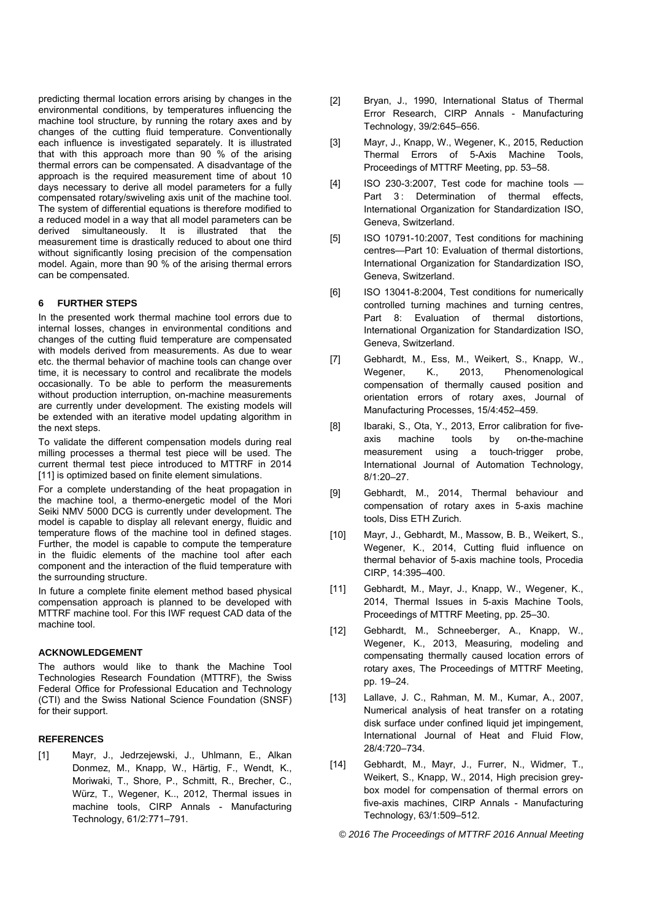predicting thermal location errors arising by changes in the environmental conditions, by temperatures influencing the machine tool structure, by running the rotary axes and by changes of the cutting fluid temperature. Conventionally each influence is investigated separately. It is illustrated that with this approach more than 90 % of the arising thermal errors can be compensated. A disadvantage of the approach is the required measurement time of about 10 days necessary to derive all model parameters for a fully compensated rotary/swiveling axis unit of the machine tool. The system of differential equations is therefore modified to a reduced model in a way that all model parameters can be derived simultaneously. It is illustrated that the measurement time is drastically reduced to about one third without significantly losing precision of the compensation model. Again, more than 90 % of the arising thermal errors can be compensated.

## 6 FURTHER STEPS

In the presented work thermal machine tool errors due to internal losses, changes in environmental conditions and changes of the cutting fluid temperature are compensated with models derived from measurements. As due to wear etc. the thermal behavior of machine tools can change over time, it is necessary to control and recalibrate the models occasionally. To be able to perform the measurements without production interruption, on-machine measurements are currently under development. The existing models will be extended with an iterative model updating algorithm in the next steps.

To validate the different compensation models during real milling processes a thermal test piece will be used. The current thermal test piece introduced to MTTRF in 2014 [11] is optimized based on finite element simulations.

For a complete understanding of the heat propagation in the machine tool, a thermo-energetic model of the Mori Seiki NMV 5000 DCG is currently under development. The model is capable to display all relevant energy, fluidic and temperature flows of the machine tool in defined stages. Further, the model is capable to compute the temperature in the fluidic elements of the machine tool after each component and the interaction of the fluid temperature with the surrounding structure.

In future a complete finite element method based physical compensation approach is planned to be developed with MTTRF machine tool. For this IWF request CAD data of the machine tool.

## ACKNOWLEDGEMENT

The authors would like to thank the Machine Tool Technologies Research Foundation (MTTRF), the Swiss Federal Office for Professional Education and Technology (CTI) and the Swiss National Science Foundation (SNSF) for their support.

## REFERENCES

[1] Mayr, J., Jedrzejewski, J., Uhlmann, E., Alkan Donmez, M., Knapp, W., Härtig, F., Wendt, K., Moriwaki, T., Shore, P., Schmitt, R., Brecher, C., Würz, T., Wegener, K.., 2012, Thermal issues in machine tools, CIRP Annals - Manufacturing Technology, 61/2:771–791.

[2] Bryan, J., 1990, International Status of Thermal Error Research, CIRP Annals - Manufacturing Technology, 39/2:645–656.

[3] Mayr, J., Knapp, W., Wegener, K., 2015, Reduction Thermal Errors of 5-Axis Machine Tools, Proceedings of MTTRF Meeting, pp. 53–58.

[4] ISO 230-3:2007, Test code for machine tools — Part 3 : Determination of thermal effects, International Organization for Standardization ISO, Geneva, Switzerland.

[5] ISO 10791-10:2007, Test conditions for machining centres—Part 10: Evaluation of thermal distortions, International Organization for Standardization ISO, Geneva, Switzerland.

[6] ISO 13041-8:2004, Test conditions for numerically controlled turning machines and turning centres, Part 8: Evaluation of thermal distortions, International Organization for Standardization ISO, Geneva, Switzerland.

[7] Gebhardt, M., Ess, M., Weikert, S., Knapp, W., Wegener, K., 2013, Phenomenological compensation of thermally caused position and orientation errors of rotary axes, Journal of Manufacturing Processes, 15/4:452–459.

[8] Ibaraki, S., Ota, Y., 2013, Error calibration for five-axis machine tools by on-the-machine measurement using a touch-trigger probe, International Journal of Automation Technology, 8/1:20–27.

[9] Gebhardt, M., 2014, Thermal behaviour and compensation of rotary axes in 5-axis machine tools, Diss ETH Zurich.

[10] Mayr, J., Gebhardt, M., Massow, B. B., Weikert, S., Wegener, K., 2014, Cutting fluid influence on thermal behavior of 5-axis machine tools, Procedia CIRP, 14:395–400.

[11] Gebhardt, M., Mayr, J., Knapp, W., Wegener, K., 2014, Thermal Issues in 5-axis Machine Tools, Proceedings of MTTRF Meeting, pp. 25–30.

[12] Gebhardt, M., Schneeberger, A., Knapp, W., Wegener, K., 2013, Measuring, modeling and compensating thermally caused location errors of rotary axes, The Proceedings of MTTRF Meeting, pp. 19–24.

[13] Lallave, J. C., Rahman, M. M., Kumar, A., 2007, Numerical analysis of heat transfer on a rotating disk surface under confined liquid jet impingement, International Journal of Heat and Fluid Flow, 28/4:720–734.

[14] Gebhardt, M., Mayr, J., Furrer, N., Widmer, T., Weikert, S., Knapp, W., 2014, High precision grey-box model for compensation of thermal errors on five-axis machines, CIRP Annals - Manufacturing Technology, 63/1:509–512.